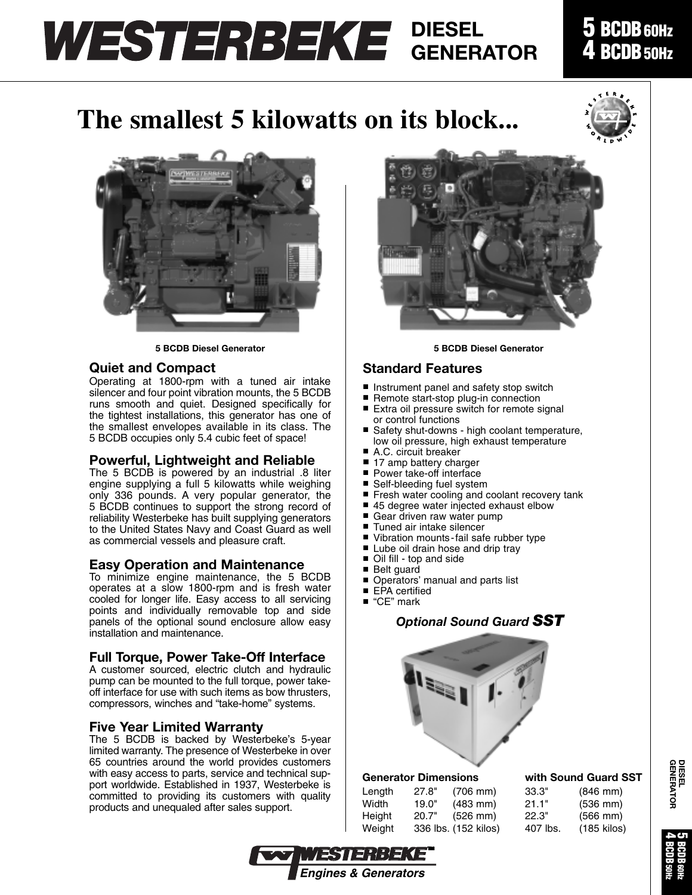# WESTERBEKE DIESEL GENERATOR

**5 BCDB 60Hz**
**4 BCDB 50Hz**

## The smallest 5 kilowatts on its block...

5 BCDB Diesel Generator

5 BCDB Diesel Generator

### Quiet and Compact

Operating at 1800-rpm with a tuned air intake silencer and four point vibration mounts, the 5 BCDB runs smooth and quiet. Designed specifically for the tightest installations, this generator has one of the smallest envelopes available in its class. The 5 BCDB occupies only 5.4 cubic feet of space!

### Powerful, Lightweight and Reliable

The 5 BCDB is powered by an industrial .8 liter engine supplying a full 5 kilowatts while weighing only 336 pounds. A very popular generator, the 5 BCDB continues to support the strong record of reliability Westerbeke has built supplying generators to the United States Navy and Coast Guard as well as commercial vessels and pleasure craft.

### Easy Operation and Maintenance

To minimize engine maintenance, the 5 BCDB operates at a slow 1800-rpm and is fresh water cooled for longer life. Easy access to all servicing points and individually removable top and side panels of the optional sound enclosure allow easy installation and maintenance.

### Full Torque, Power Take-Off Interface

A customer sourced, electric clutch and hydraulic pump can be mounted to the full torque, power take-off interface for use with such items as bow thrusters, compressors, winches and "take-home" systems.

### Five Year Limited Warranty

The 5 BCDB is backed by Westerbeke's 5-year limited warranty. The presence of Westerbeke in over 65 countries around the world provides customers with easy access to parts, service and technical support worldwide. Established in 1937, Westerbeke is committed to providing its customers with quality products and unequaled after sales support.

### Standard Features

- Instrument panel and safety stop switch
- Remote start-stop plug-in connection
- Extra oil pressure switch for remote signal or control functions
- Safety shut-downs - high coolant temperature, low oil pressure, high exhaust temperature
- A.C. circuit breaker
- 17 amp battery charger
- Power take-off interface
- Self-bleeding fuel system
- Fresh water cooling and coolant recovery tank
- 45 degree water injected exhaust elbow
- Gear driven raw water pump
- Tuned air intake silencer
- Vibration mounts-fail safe rubber type
- Lube oil drain hose and drip tray
- Oil fill - top and side
- Belt guard
- Operators' manual and parts list
- EPA certified
- "CE" mark

***Optional Sound Guard SST***

| Generator Dimensions | | | with Sound Guard SST | |
|---|---|---|---|---|
| Length | 27.8" | (706 mm) | 33.3" | (846 mm) |
| Width | 19.0" | (483 mm) | 21.1" | (536 mm) |
| Height | 20.7" | (526 mm) | 22.3" | (566 mm) |
| Weight | 336 lbs. | (152 kilos) | 407 lbs. | (185 kilos) |

WESTERBEKE Engines & Generators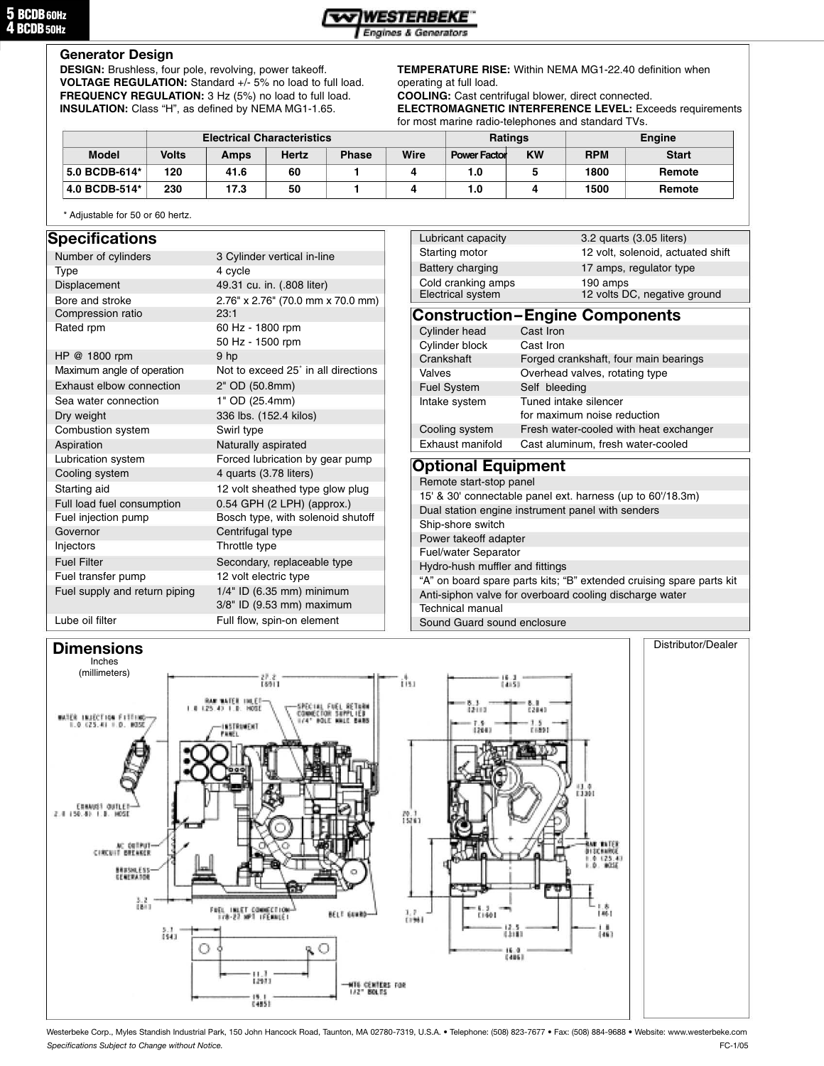5 BCDB 60Hz
4 BCDB 50Hz

## Generator Design

**DESIGN:** Brushless, four pole, revolving, power takeoff.
**VOLTAGE REGULATION:** Standard +/- 5% no load to full load.
**FREQUENCY REGULATION:** 3 Hz (5%) no load to full load.
**INSULATION:** Class "H", as defined by NEMA MG1-1.65.
**TEMPERATURE RISE:** Within NEMA MG1-22.40 definition when operating at full load.
**COOLING:** Cast centrifugal blower, direct connected.
**ELECTROMAGNETIC INTERFERENCE LEVEL:** Exceeds requirements for most marine radio-telephones and standard TVs.

| | Electrical Characteristics | | | | | Ratings | | Engine | |
|---|---|---|---|---|---|---|---|---|---|
| Model | Volts | Amps | Hertz | Phase | Wire | Power Factor | KW | RPM | Start |
| 5.0 BCDB-614* | 120 | 41.6 | 60 | 1 | 4 | 1.0 | 5 | 1800 | Remote |
| 4.0 BCDB-514* | 230 | 17.3 | 50 | 1 | 4 | 1.0 | 4 | 1500 | Remote |

* Adjustable for 50 or 60 hertz.

## Specifications

| | |
|---|---|
| Number of cylinders | 3 Cylinder vertical in-line |
| Type | 4 cycle |
| Displacement | 49.31 cu. in. (.808 liter) |
| Bore and stroke | 2.76" x 2.76" (70.0 mm x 70.0 mm) |
| Compression ratio | 23:1 |
| Rated rpm | 60 Hz - 1800 rpm<br>50 Hz - 1500 rpm |
| HP @ 1800 rpm | 9 hp |
| Maximum angle of operation | Not to exceed 25° in all directions |
| Exhaust elbow connection | 2" OD (50.8mm) |
| Sea water connection | 1" OD (25.4mm) |
| Dry weight | 336 lbs. (152.4 kilos) |
| Combustion system | Swirl type |
| Aspiration | Naturally aspirated |
| Lubrication system | Forced lubrication by gear pump |
| Cooling system | 4 quarts (3.78 liters) |
| Starting aid | 12 volt sheathed type glow plug |
| Full load fuel consumption | 0.54 GPH (2 LPH) (approx.) |
| Fuel injection pump | Bosch type, with solenoid shutoff |
| Governor | Centrifugal type |
| Injectors | Throttle type |
| Fuel Filter | Secondary, replaceable type |
| Fuel transfer pump | 12 volt electric type |
| Fuel supply and return piping | 1/4" ID (6.35 mm) minimum<br>3/8" ID (9.53 mm) maximum |
| Lube oil filter | Full flow, spin-on element |
| Lubricant capacity | 3.2 quarts (3.05 liters) |
| Starting motor | 12 volt, solenoid, actuated shift |
| Battery charging | 17 amps, regulator type |
| Cold cranking amps | 190 amps |
| Electrical system | 12 volts DC, negative ground |

## Construction – Engine Components

| | |
|---|---|
| Cylinder head | Cast Iron |
| Cylinder block | Cast Iron |
| Crankshaft | Forged crankshaft, four main bearings |
| Valves | Overhead valves, rotating type |
| Fuel System | Self bleeding |
| Intake system | Tuned intake silencer<br>for maximum noise reduction |
| Cooling system | Fresh water-cooled with heat exchanger |
| Exhaust manifold | Cast aluminum, fresh water-cooled |

## Optional Equipment

- Remote start-stop panel
- 15' & 30' connectable panel ext. harness (up to 60'/18.3m)
- Dual station engine instrument panel with senders
- Ship-shore switch
- Power takeoff adapter
- Fuel/water Separator
- Hydro-hush muffler and fittings
- "A" on board spare parts kits; "B" extended cruising spare parts kit
- Anti-siphon valve for overboard cooling discharge water
- Technical manual
- Sound Guard sound enclosure

## Dimensions

Inches
(millimeters)

WATER INJECTION FITTING 1.0 (25.4) I.D. HOSE
EXHAUST OUTLET 2.0 (50.8) I.D. HOSE
AC OUTPUT CIRCUIT BREAKER
BRUSHLESS GENERATOR
RAW WATER INLET 1.0 (25.4) I.D. HOSE
INSTRUMENT PANEL
SPECIAL FUEL RETURN CONNECTOR SUPPLIED 1/4" HOSE BARB
FUEL INLET CONNECTION 1/8-27 NPT (FEMALE)
BELT GUARD
RAW WATER DISCHARGE 1.0 (25.4) I.D. HOSE
MTG CENTERS FOR 1/2" BOLTS

27.2 [691] 4 [15] 16.3 [415] 8.3 [211] 8.0 [204] 7.5 [200] 7.5 [190] 13.0 [330] 20.7 [526] 3.2 [81] 3.7 [96] 6.3 [160] 12.5 [318] 16.0 [406] 1.8 [46] 1.8 [46] 5.7 [54] 11.7 [297] 19.1 [485]

Distributor/Dealer

Westerbeke Corp., Myles Standish Industrial Park, 150 John Hancock Road, Taunton, MA 02780-7319, U.S.A. • Telephone: (508) 823-7677 • Fax: (508) 884-9688 • Website: www.westerbeke.com

*Specifications Subject to Change without Notice.*

FC-1/05